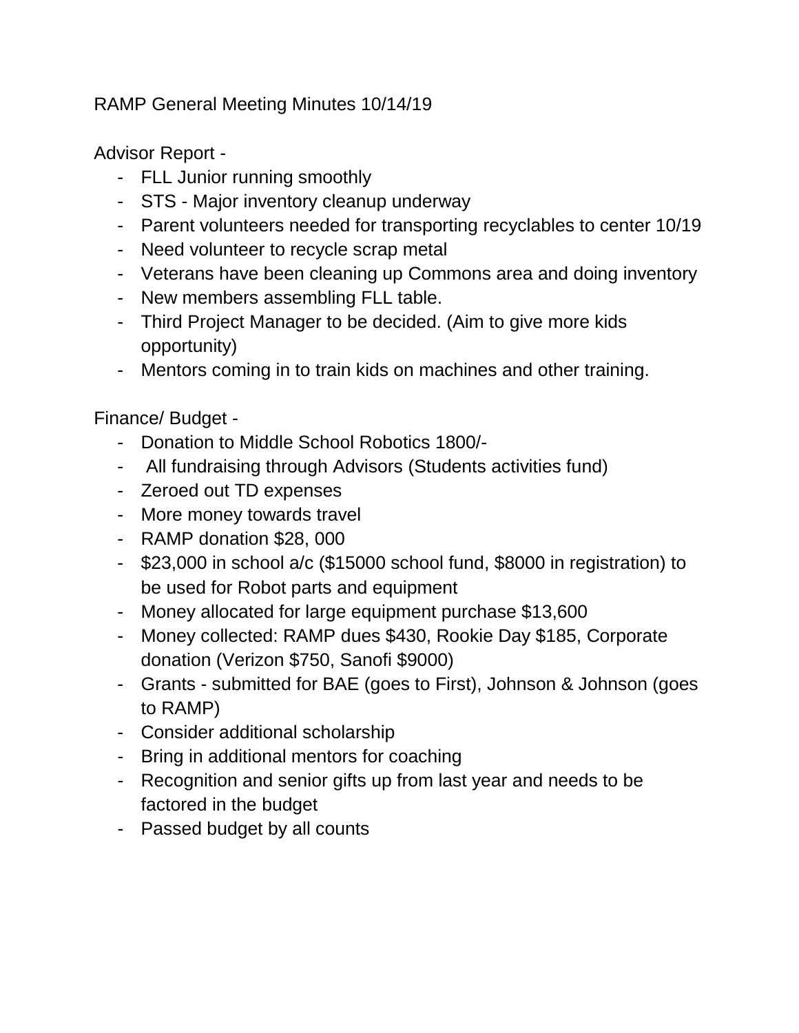RAMP General Meeting Minutes 10/14/19

Advisor Report -

- FLL Junior running smoothly
- STS - Major inventory cleanup underway
- Parent volunteers needed for transporting recyclables to center 10/19
- Need volunteer to recycle scrap metal
- Veterans have been cleaning up Commons area and doing inventory
- New members assembling FLL table.
- Third Project Manager to be decided. (Aim to give more kids opportunity)
- Mentors coming in to train kids on machines and other training.

Finance/ Budget -

- Donation to Middle School Robotics 1800/-
- All fundraising through Advisors (Students activities fund)
- Zeroed out TD expenses
- More money towards travel
- RAMP donation $28, 000
- $23,000 in school a/c ($15000 school fund, $8000 in registration) to be used for Robot parts and equipment
- Money allocated for large equipment purchase $13,600
- Money collected: RAMP dues $430, Rookie Day $185, Corporate donation (Verizon $750, Sanofi $9000)
- Grants - submitted for BAE (goes to First), Johnson & Johnson (goes to RAMP)
- Consider additional scholarship
- Bring in additional mentors for coaching
- Recognition and senior gifts up from last year and needs to be factored in the budget
- Passed budget by all counts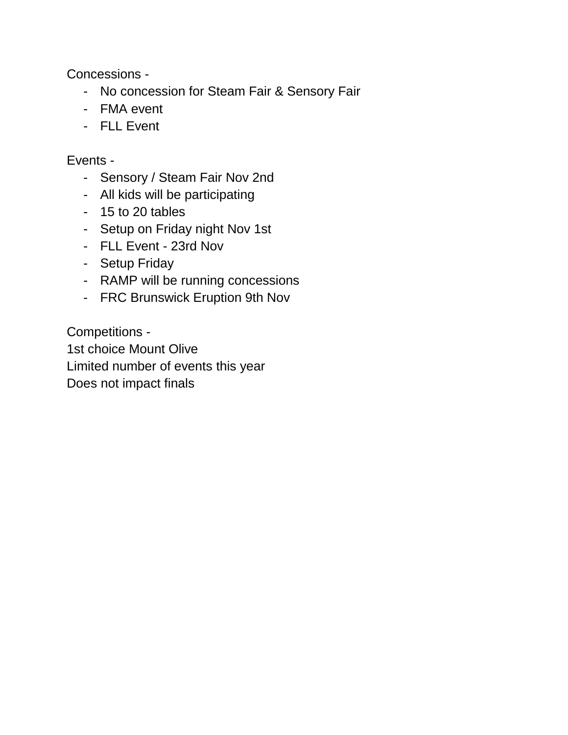Concessions -

- No concession for Steam Fair & Sensory Fair
- FMA event
- FLL Event

Events -

- Sensory / Steam Fair Nov 2nd
- All kids will be participating
- 15 to 20 tables
- Setup on Friday night Nov 1st
- FLL Event - 23rd Nov
- Setup Friday
- RAMP will be running concessions
- FRC Brunswick Eruption 9th Nov

Competitions -

1st choice Mount Olive

Limited number of events this year

Does not impact finals